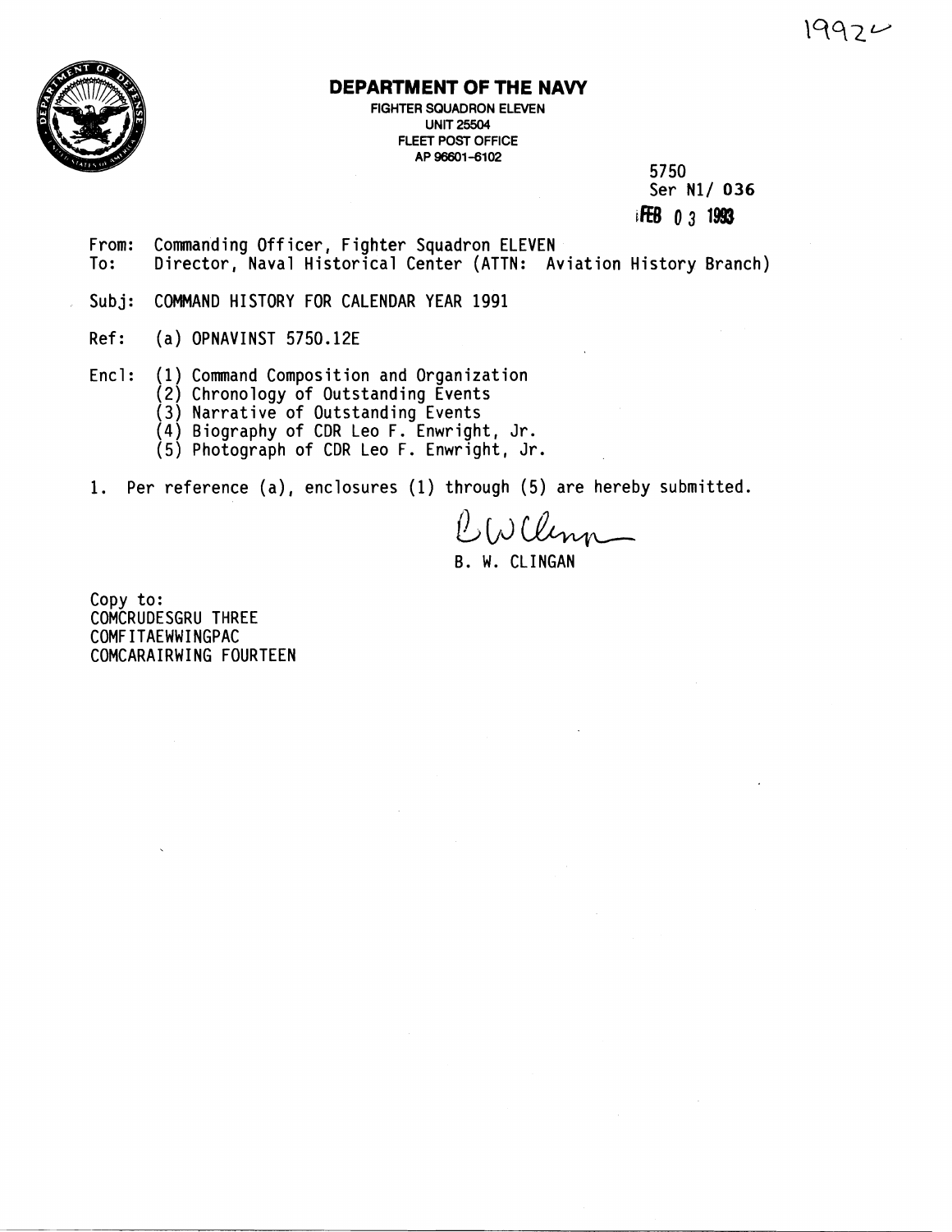1992

# DEPARTMENT OF THE NAVY

FIGHTER SQUADRON ELEVEN
UNIT 25504
FLEET POST OFFICE
AP 96601-6102

5750
Ser N1/ 036
FEB 03 1993

From: Commanding Officer, Fighter Squadron ELEVEN
To: Director, Naval Historical Center (ATTN: Aviation History Branch)

Subj: COMMAND HISTORY FOR CALENDAR YEAR 1991

Ref: (a) OPNAVINST 5750.12E

Encl: (1) Command Composition and Organization
(2) Chronology of Outstanding Events
(3) Narrative of Outstanding Events
(4) Biography of CDR Leo F. Enwright, Jr.
(5) Photograph of CDR Leo F. Enwright, Jr.

1. Per reference (a), enclosures (1) through (5) are hereby submitted.

B. W. CLINGAN

Copy to:
COMCRUDESGRU THREE
COMFITAEWWINGPAC
COMCARAIRWING FOURTEEN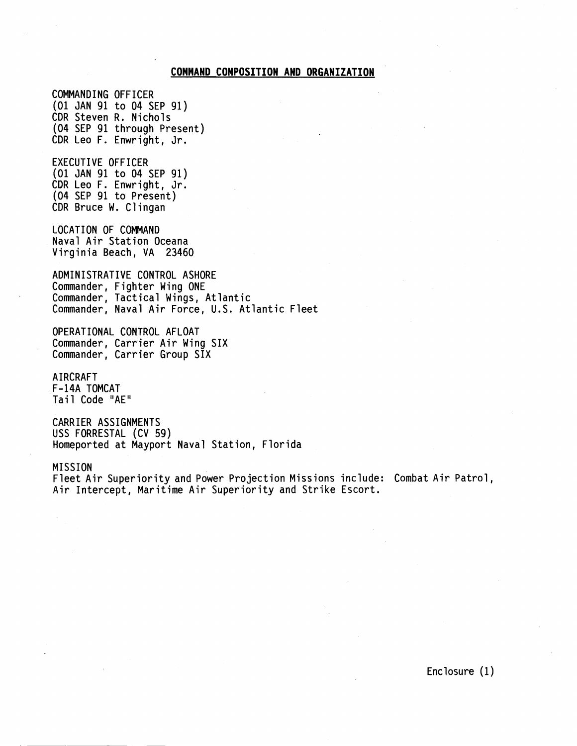## COMMAND COMPOSITION AND ORGANIZATION

COMMANDING OFFICER
(01 JAN 91 to 04 SEP 91)
CDR Steven R. Nichols
(04 SEP 91 through Present)
CDR Leo F. Enwright, Jr.

EXECUTIVE OFFICER
(01 JAN 91 to 04 SEP 91)
CDR Leo F. Enwright, Jr.
(04 SEP 91 to Present)
CDR Bruce W. Clingan

LOCATION OF COMMAND
Naval Air Station Oceana
Virginia Beach, VA 23460

ADMINISTRATIVE CONTROL ASHORE
Commander, Fighter Wing ONE
Commander, Tactical Wings, Atlantic
Commander, Naval Air Force, U.S. Atlantic Fleet

OPERATIONAL CONTROL AFLOAT
Commander, Carrier Air Wing SIX
Commander, Carrier Group SIX

AIRCRAFT
F-14A TOMCAT
Tail Code "AE"

CARRIER ASSIGNMENTS
USS FORRESTAL (CV 59)
Homeported at Mayport Naval Station, Florida

MISSION
Fleet Air Superiority and Power Projection Missions include: Combat Air Patrol, Air Intercept, Maritime Air Superiority and Strike Escort.

Enclosure (1)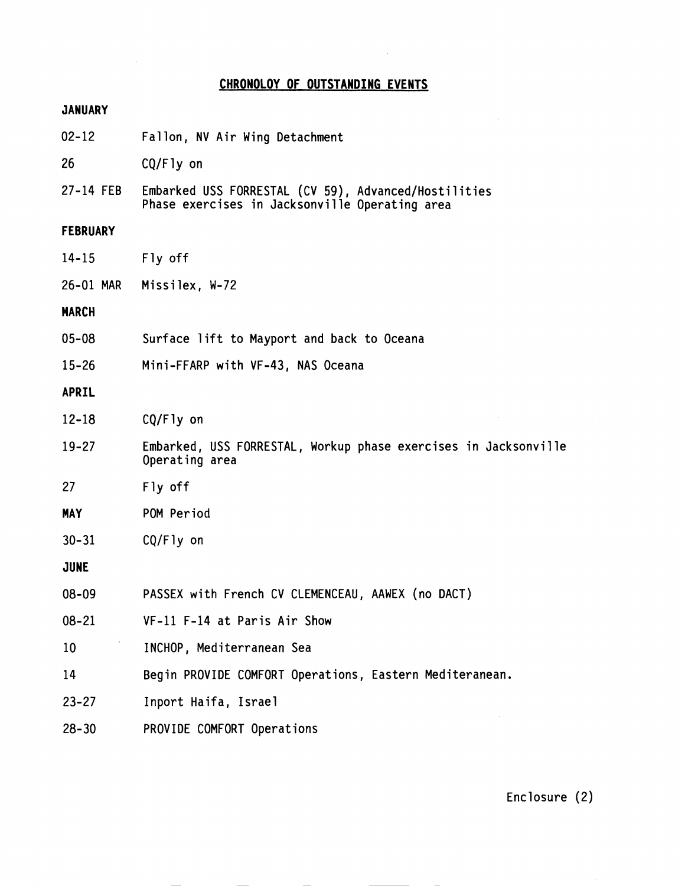## CHRONOLOY OF OUTSTANDING EVENTS

**JANUARY**

| | |
|---|---|
| 02-12 | Fallon, NV Air Wing Detachment |
| 26 | CQ/Fly on |
| 27-14 FEB | Embarked USS FORRESTAL (CV 59), Advanced/Hostilities Phase exercises in Jacksonville Operating area |

**FEBRUARY**

| | |
|---|---|
| 14-15 | Fly off |
| 26-01 MAR | Missilex, W-72 |

**MARCH**

| | |
|---|---|
| 05-08 | Surface lift to Mayport and back to Oceana |
| 15-26 | Mini-FFARP with VF-43, NAS Oceana |

**APRIL**

| | |
|---|---|
| 12-18 | CQ/Fly on |
| 19-27 | Embarked, USS FORRESTAL, Workup phase exercises in Jacksonville Operating area |
| 27 | Fly off |

**MAY** POM Period

| | |
|---|---|
| 30-31 | CQ/Fly on |

**JUNE**

| | |
|---|---|
| 08-09 | PASSEX with French CV CLEMENCEAU, AAWEX (no DACT) |
| 08-21 | VF-11 F-14 at Paris Air Show |
| 10 | INCHOP, Mediterranean Sea |
| 14 | Begin PROVIDE COMFORT Operations, Eastern Mediteranean. |
| 23-27 | Inport Haifa, Israel |
| 28-30 | PROVIDE COMFORT Operations |

Enclosure (2)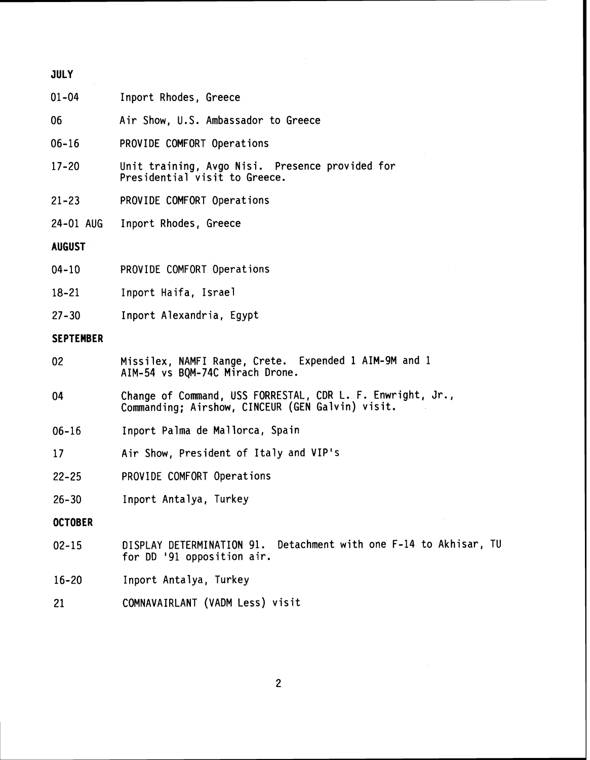**JULY**

| | |
|---|---|
| 01-04 | Inport Rhodes, Greece |
| 06 | Air Show, U.S. Ambassador to Greece |
| 06-16 | PROVIDE COMFORT Operations |
| 17-20 | Unit training, Avgo Nisi. Presence provided for Presidential visit to Greece. |
| 21-23 | PROVIDE COMFORT Operations |
| 24-01 AUG | Inport Rhodes, Greece |

**AUGUST**

| | |
|---|---|
| 04-10 | PROVIDE COMFORT Operations |
| 18-21 | Inport Haifa, Israel |
| 27-30 | Inport Alexandria, Egypt |

**SEPTEMBER**

| | |
|---|---|
| 02 | Missilex, NAMFI Range, Crete. Expended 1 AIM-9M and 1 AIM-54 vs BQM-74C Mirach Drone. |
| 04 | Change of Command, USS FORRESTAL, CDR L. F. Enwright, Jr., Commanding; Airshow, CINCEUR (GEN Galvin) visit. |
| 06-16 | Inport Palma de Mallorca, Spain |
| 17 | Air Show, President of Italy and VIP's |
| 22-25 | PROVIDE COMFORT Operations |
| 26-30 | Inport Antalya, Turkey |

**OCTOBER**

| | |
|---|---|
| 02-15 | DISPLAY DETERMINATION 91. Detachment with one F-14 to Akhisar, TU for DD '91 opposition air. |
| 16-20 | Inport Antalya, Turkey |
| 21 | COMNAVAIRLANT (VADM Less) visit |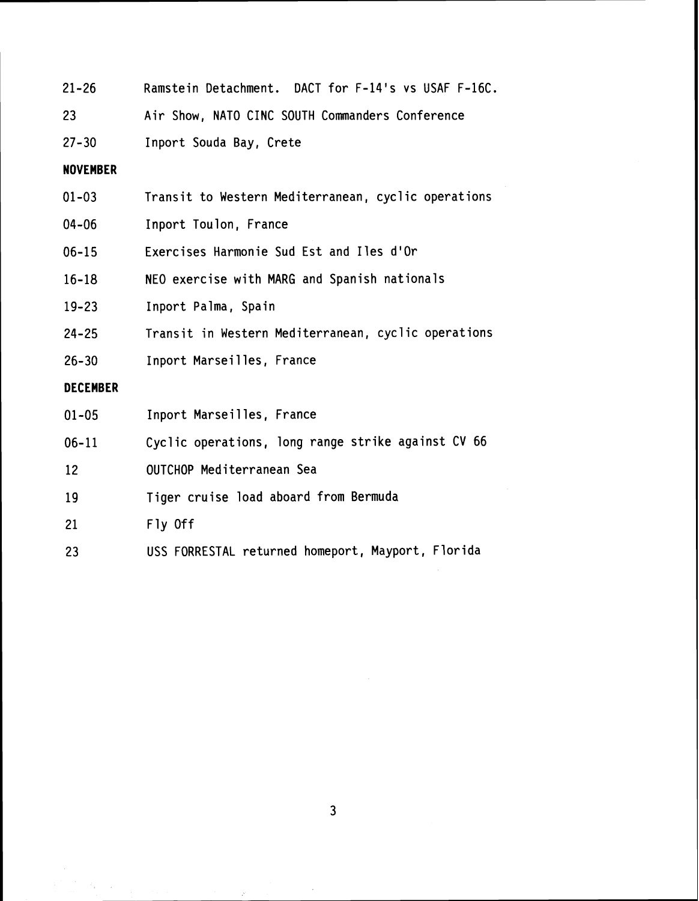| | |
|---|---|
| 21-26 | Ramstein Detachment. DACT for F-14's vs USAF F-16C. |
| 23 | Air Show, NATO CINC SOUTH Commanders Conference |
| 27-30 | Inport Souda Bay, Crete |

**NOVEMBER**

| | |
|---|---|
| 01-03 | Transit to Western Mediterranean, cyclic operations |
| 04-06 | Inport Toulon, France |
| 06-15 | Exercises Harmonie Sud Est and Iles d'Or |
| 16-18 | NEO exercise with MARG and Spanish nationals |
| 19-23 | Inport Palma, Spain |
| 24-25 | Transit in Western Mediterranean, cyclic operations |
| 26-30 | Inport Marseilles, France |

**DECEMBER**

| | |
|---|---|
| 01-05 | Inport Marseilles, France |
| 06-11 | Cyclic operations, long range strike against CV 66 |
| 12 | OUTCHOP Mediterranean Sea |
| 19 | Tiger cruise load aboard from Bermuda |
| 21 | Fly Off |
| 23 | USS FORRESTAL returned homeport, Mayport, Florida |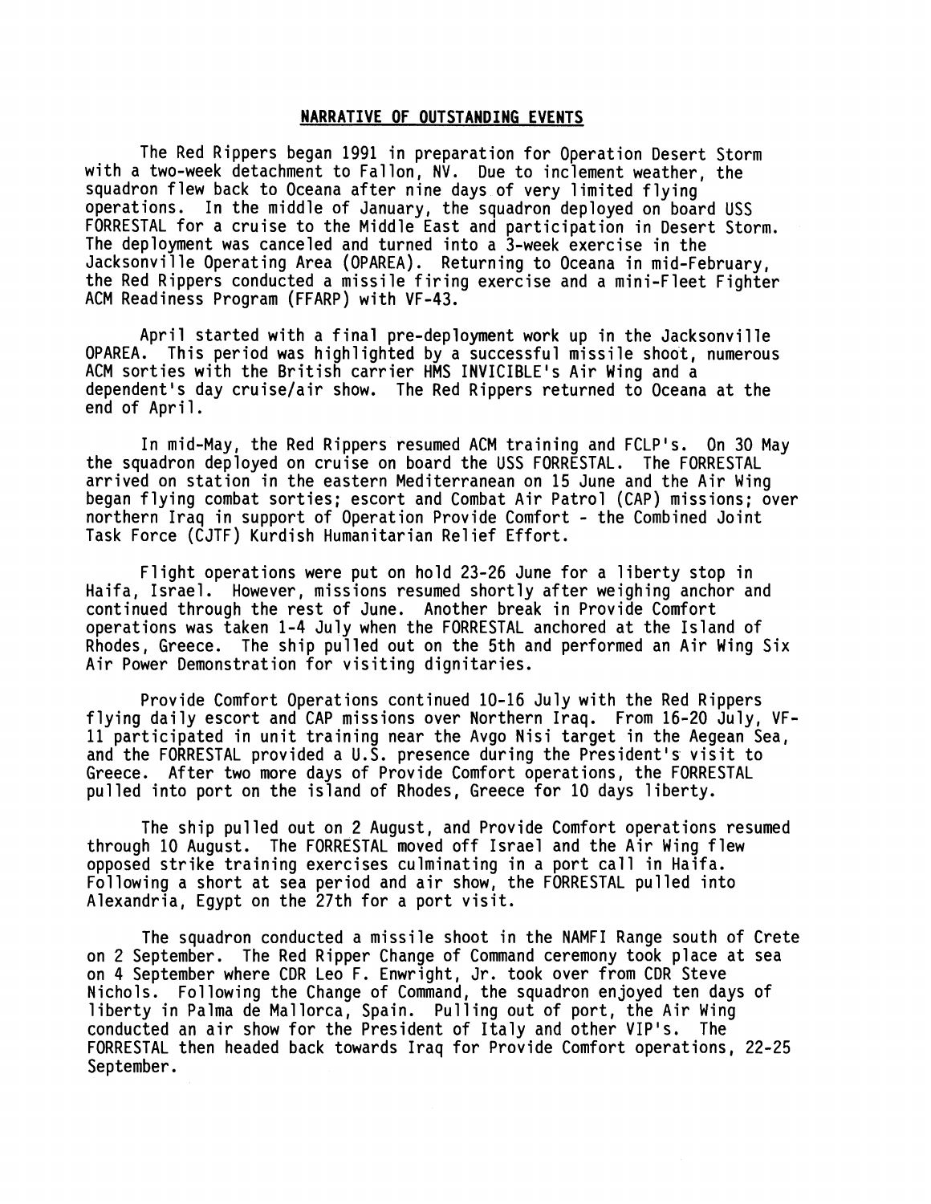## NARRATIVE OF OUTSTANDING EVENTS

The Red Rippers began 1991 in preparation for Operation Desert Storm with a two-week detachment to Fallon, NV. Due to inclement weather, the squadron flew back to Oceana after nine days of very limited flying operations. In the middle of January, the squadron deployed on board USS FORRESTAL for a cruise to the Middle East and participation in Desert Storm. The deployment was canceled and turned into a 3-week exercise in the Jacksonville Operating Area (OPAREA). Returning to Oceana in mid-February, the Red Rippers conducted a missile firing exercise and a mini-Fleet Fighter ACM Readiness Program (FFARP) with VF-43.

April started with a final pre-deployment work up in the Jacksonville OPAREA. This period was highlighted by a successful missile shoot, numerous ACM sorties with the British carrier HMS INVICIBLE's Air Wing and a dependent's day cruise/air show. The Red Rippers returned to Oceana at the end of April.

In mid-May, the Red Rippers resumed ACM training and FCLP's. On 30 May the squadron deployed on cruise on board the USS FORRESTAL. The FORRESTAL arrived on station in the eastern Mediterranean on 15 June and the Air Wing began flying combat sorties; escort and Combat Air Patrol (CAP) missions; over northern Iraq in support of Operation Provide Comfort - the Combined Joint Task Force (CJTF) Kurdish Humanitarian Relief Effort.

Flight operations were put on hold 23-26 June for a liberty stop in Haifa, Israel. However, missions resumed shortly after weighing anchor and continued through the rest of June. Another break in Provide Comfort operations was taken 1-4 July when the FORRESTAL anchored at the Island of Rhodes, Greece. The ship pulled out on the 5th and performed an Air Wing Six Air Power Demonstration for visiting dignitaries.

Provide Comfort Operations continued 10-16 July with the Red Rippers flying daily escort and CAP missions over Northern Iraq. From 16-20 July, VF-11 participated in unit training near the Avgo Nisi target in the Aegean Sea, and the FORRESTAL provided a U.S. presence during the President's visit to Greece. After two more days of Provide Comfort operations, the FORRESTAL pulled into port on the island of Rhodes, Greece for 10 days liberty.

The ship pulled out on 2 August, and Provide Comfort operations resumed through 10 August. The FORRESTAL moved off Israel and the Air Wing flew opposed strike training exercises culminating in a port call in Haifa. Following a short at sea period and air show, the FORRESTAL pulled into Alexandria, Egypt on the 27th for a port visit.

The squadron conducted a missile shoot in the NAMFI Range south of Crete on 2 September. The Red Ripper Change of Command ceremony took place at sea on 4 September where CDR Leo F. Enwright, Jr. took over from CDR Steve Nichols. Following the Change of Command, the squadron enjoyed ten days of liberty in Palma de Mallorca, Spain. Pulling out of port, the Air Wing conducted an air show for the President of Italy and other VIP's. The FORRESTAL then headed back towards Iraq for Provide Comfort operations, 22-25 September.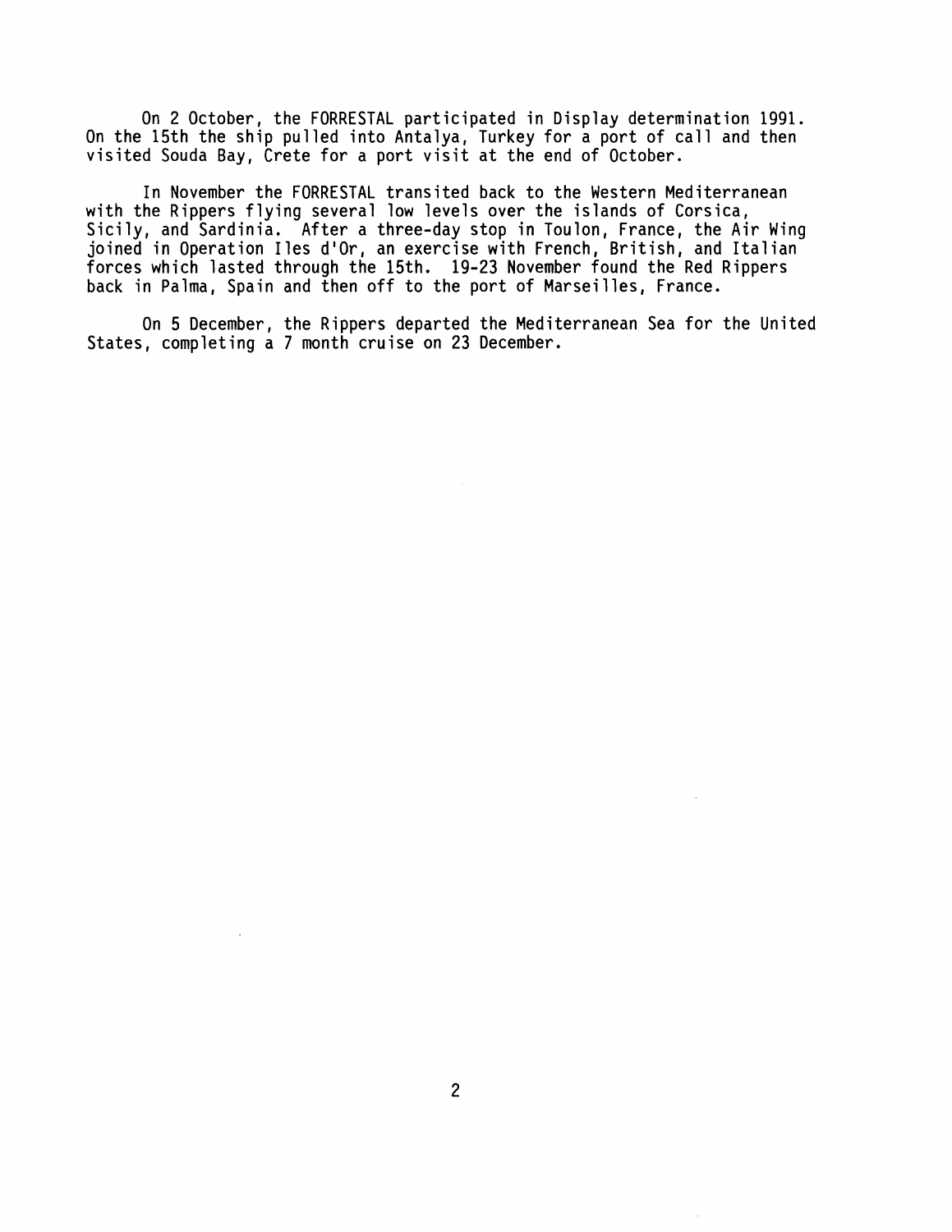On 2 October, the FORRESTAL participated in Display determination 1991. On the 15th the ship pulled into Antalya, Turkey for a port of call and then visited Souda Bay, Crete for a port visit at the end of October.

In November the FORRESTAL transited back to the Western Mediterranean with the Rippers flying several low levels over the islands of Corsica, Sicily, and Sardinia. After a three-day stop in Toulon, France, the Air Wing joined in Operation Iles d'Or, an exercise with French, British, and Italian forces which lasted through the 15th. 19-23 November found the Red Rippers back in Palma, Spain and then off to the port of Marseilles, France.

On 5 December, the Rippers departed the Mediterranean Sea for the United States, completing a 7 month cruise on 23 December.